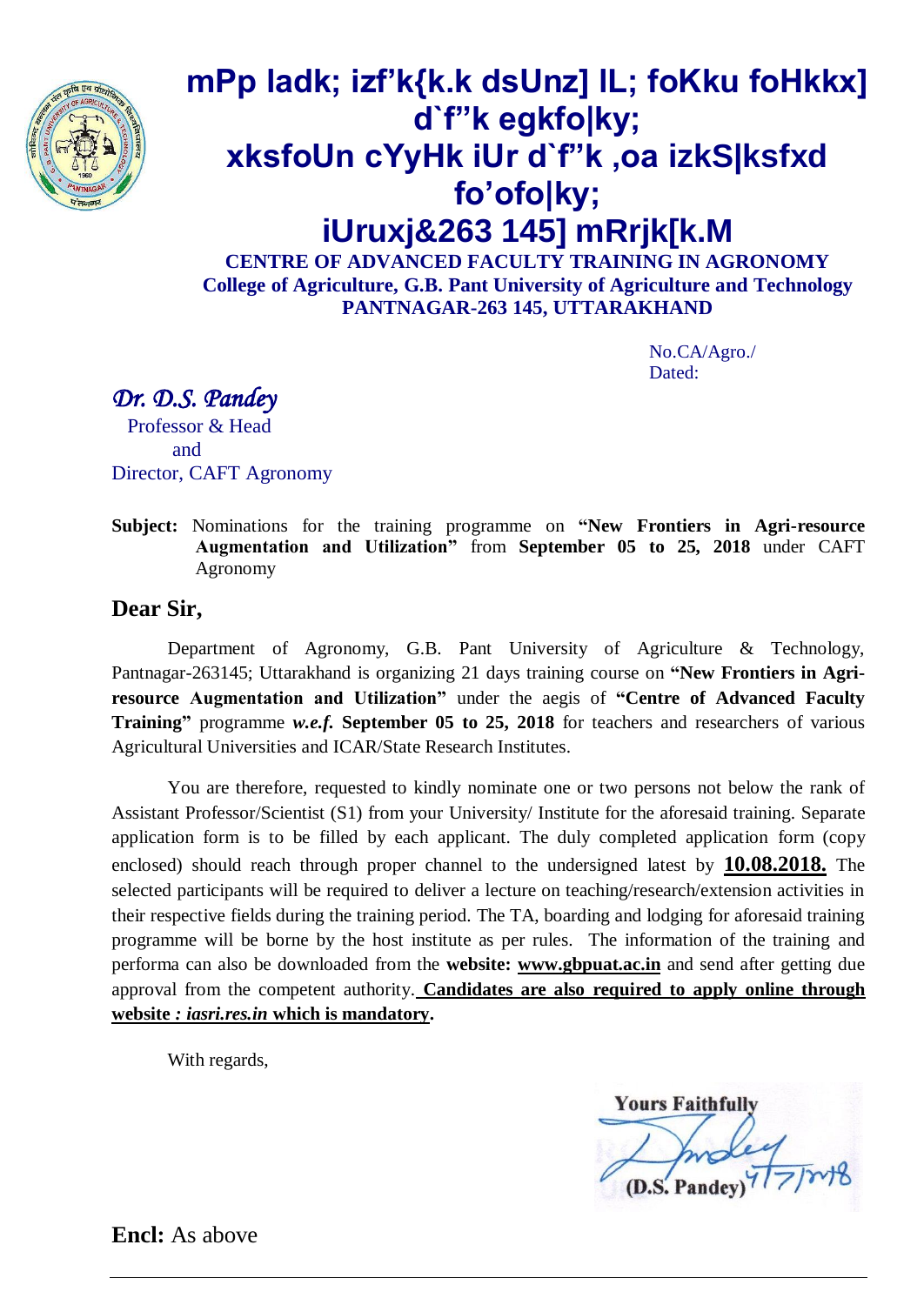# mPp ladk; izf'k{k.k dsUnz] IL; foKku foHkkx] d`f"k egkfo|ky; xksfoUn cYyHk iUr d`f"k ,oa izkS|ksfxd fo'ofo|ky; iUruxj&263 145] mRrjk[k.M

**CENTRE OF ADVANCED FACULTY TRAINING IN AGRONOMY**
**College of Agriculture, G.B. Pant University of Agriculture and Technology**
**PANTNAGAR-263 145, UTTARAKHAND**

No.CA/Agro./
Dated:

*Dr. D.S. Pandey*
Professor & Head
and
Director, CAFT Agronomy

**Subject:** Nominations for the training programme on **"New Frontiers in Agri-resource Augmentation and Utilization"** from **September 05 to 25, 2018** under CAFT Agronomy

## Dear Sir,

Department of Agronomy, G.B. Pant University of Agriculture & Technology, Pantnagar-263145; Uttarakhand is organizing 21 days training course on **"New Frontiers in Agri-resource Augmentation and Utilization"** under the aegis of **"Centre of Advanced Faculty Training"** programme ***w.e.f.*** **September 05 to 25, 2018** for teachers and researchers of various Agricultural Universities and ICAR/State Research Institutes.

You are therefore, requested to kindly nominate one or two persons not below the rank of Assistant Professor/Scientist (S1) from your University/ Institute for the aforesaid training. Separate application form is to be filled by each applicant. The duly completed application form (copy enclosed) should reach through proper channel to the undersigned latest by **10.08.2018.** The selected participants will be required to deliver a lecture on teaching/research/extension activities in their respective fields during the training period. The TA, boarding and lodging for aforesaid training programme will be borne by the host institute as per rules. The information of the training and performa can also be downloaded from the **website: www.gbpuat.ac.in** and send after getting due approval from the competent authority. **Candidates are also required to apply online through website *: iasri.res.in* which is mandatory.**

With regards,

Yours Faithfully
(D.S. Pandey) 4/7/2018

**Encl:** As above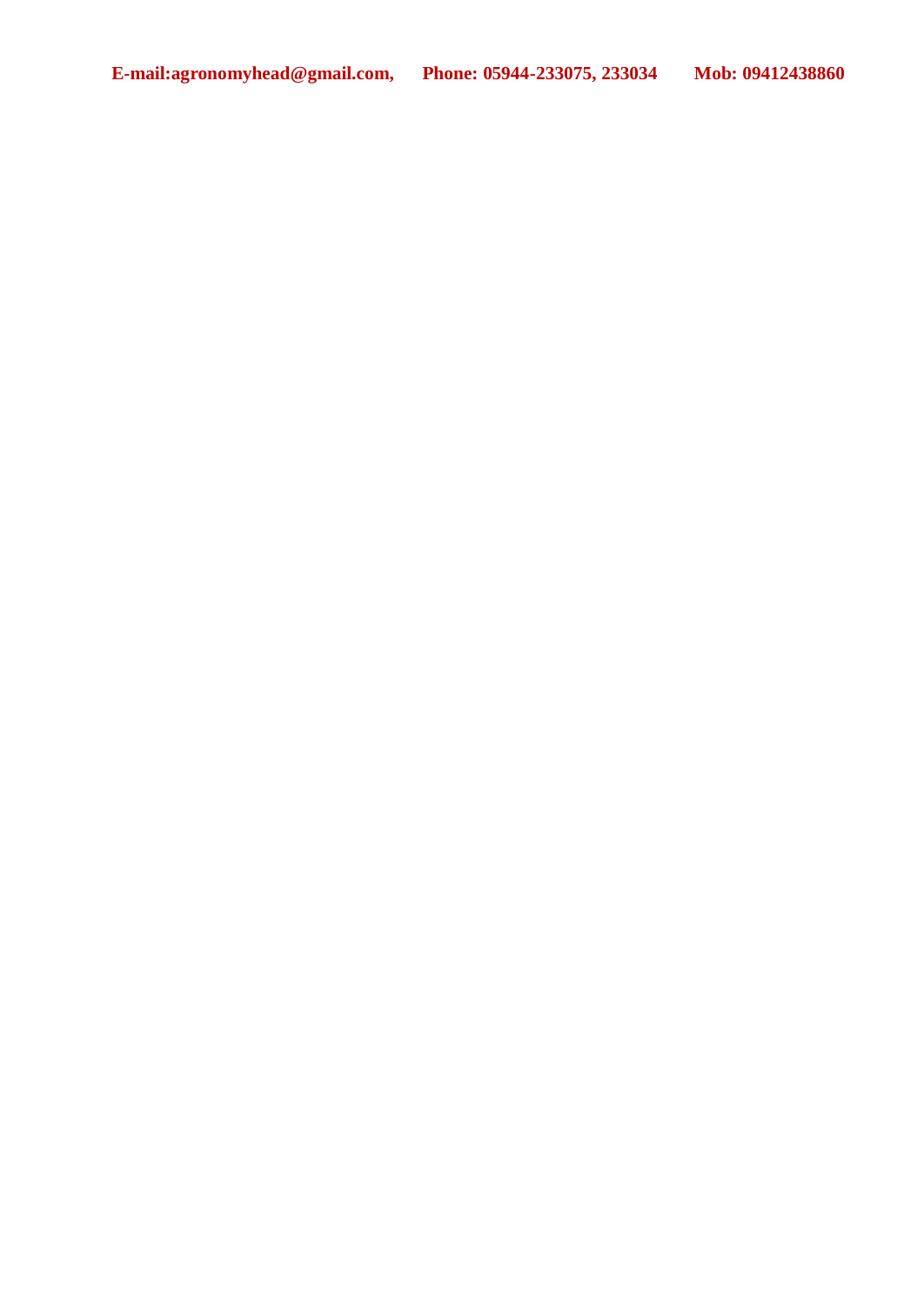**E-mail:agronomyhead@gmail.com, Phone: 05944-233075, 233034 Mob: 09412438860**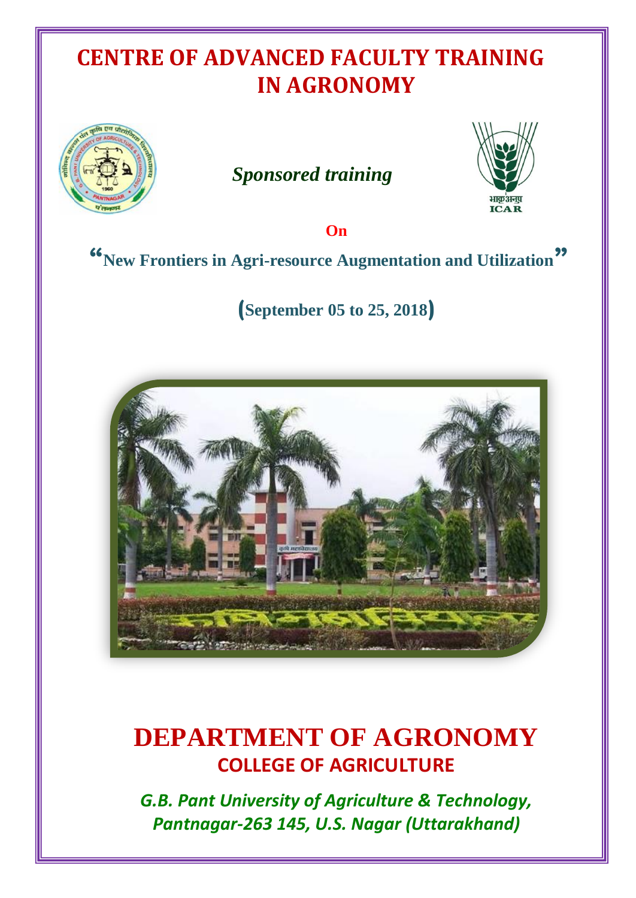# CENTRE OF ADVANCED FACULTY TRAINING IN AGRONOMY

***Sponsored training***

**On**

**"New Frontiers in Agri-resource Augmentation and Utilization"**

**(September 05 to 25, 2018)**

# DEPARTMENT OF AGRONOMY

## COLLEGE OF AGRICULTURE

***G.B. Pant University of Agriculture & Technology, Pantnagar-263 145, U.S. Nagar (Uttarakhand)***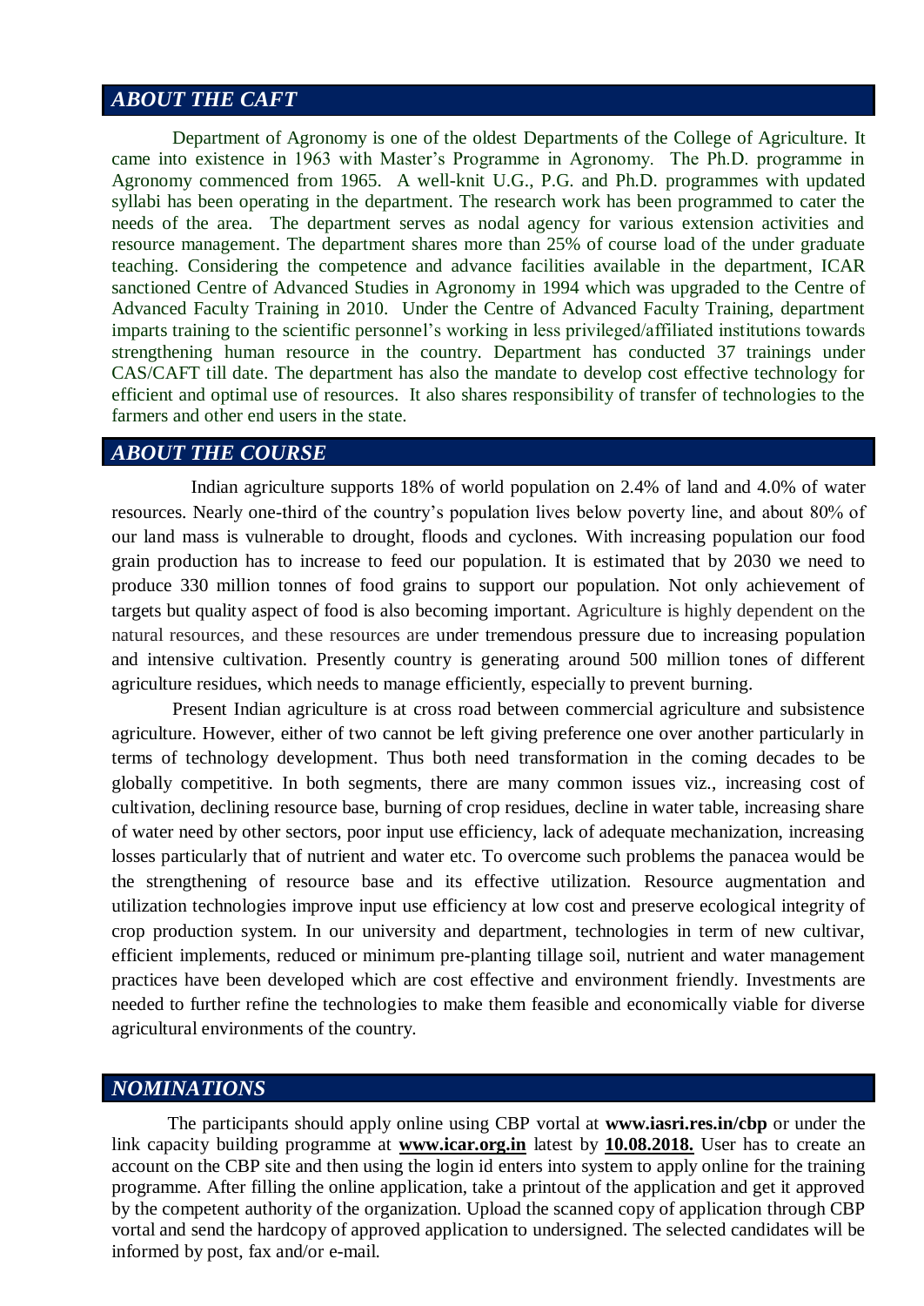## *ABOUT THE CAFT*

Department of Agronomy is one of the oldest Departments of the College of Agriculture. It came into existence in 1963 with Master's Programme in Agronomy. The Ph.D. programme in Agronomy commenced from 1965. A well-knit U.G., P.G. and Ph.D. programmes with updated syllabi has been operating in the department. The research work has been programmed to cater the needs of the area. The department serves as nodal agency for various extension activities and resource management. The department shares more than 25% of course load of the under graduate teaching. Considering the competence and advance facilities available in the department, ICAR sanctioned Centre of Advanced Studies in Agronomy in 1994 which was upgraded to the Centre of Advanced Faculty Training in 2010. Under the Centre of Advanced Faculty Training, department imparts training to the scientific personnel's working in less privileged/affiliated institutions towards strengthening human resource in the country. Department has conducted 37 trainings under CAS/CAFT till date. The department has also the mandate to develop cost effective technology for efficient and optimal use of resources. It also shares responsibility of transfer of technologies to the farmers and other end users in the state.

## *ABOUT THE COURSE*

Indian agriculture supports 18% of world population on 2.4% of land and 4.0% of water resources. Nearly one-third of the country's population lives below poverty line, and about 80% of our land mass is vulnerable to drought, floods and cyclones. With increasing population our food grain production has to increase to feed our population. It is estimated that by 2030 we need to produce 330 million tonnes of food grains to support our population. Not only achievement of targets but quality aspect of food is also becoming important. Agriculture is highly dependent on the natural resources, and these resources are under tremendous pressure due to increasing population and intensive cultivation. Presently country is generating around 500 million tones of different agriculture residues, which needs to manage efficiently, especially to prevent burning.

Present Indian agriculture is at cross road between commercial agriculture and subsistence agriculture. However, either of two cannot be left giving preference one over another particularly in terms of technology development. Thus both need transformation in the coming decades to be globally competitive. In both segments, there are many common issues viz., increasing cost of cultivation, declining resource base, burning of crop residues, decline in water table, increasing share of water need by other sectors, poor input use efficiency, lack of adequate mechanization, increasing losses particularly that of nutrient and water etc. To overcome such problems the panacea would be the strengthening of resource base and its effective utilization. Resource augmentation and utilization technologies improve input use efficiency at low cost and preserve ecological integrity of crop production system. In our university and department, technologies in term of new cultivar, efficient implements, reduced or minimum pre-planting tillage soil, nutrient and water management practices have been developed which are cost effective and environment friendly. Investments are needed to further refine the technologies to make them feasible and economically viable for diverse agricultural environments of the country.

## *NOMINATIONS*

The participants should apply online using CBP vortal at **www.iasri.res.in/cbp** or under the link capacity building programme at **www.icar.org.in** latest by **10.08.2018.** User has to create an account on the CBP site and then using the login id enters into system to apply online for the training programme. After filling the online application, take a printout of the application and get it approved by the competent authority of the organization. Upload the scanned copy of application through CBP vortal and send the hardcopy of approved application to undersigned. The selected candidates will be informed by post, fax and/or e-mail.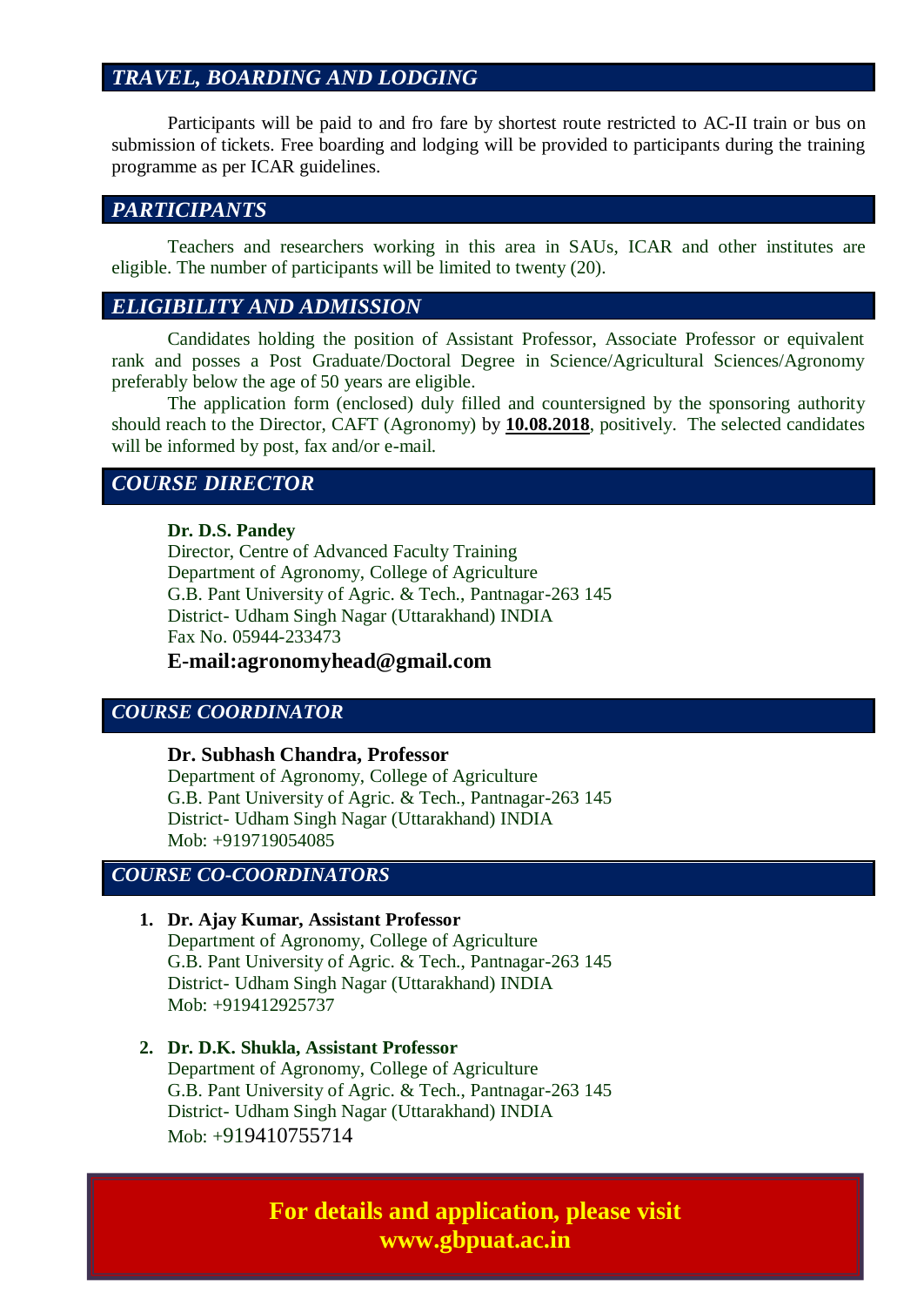## *TRAVEL, BOARDING AND LODGING*

Participants will be paid to and fro fare by shortest route restricted to AC-II train or bus on submission of tickets. Free boarding and lodging will be provided to participants during the training programme as per ICAR guidelines.

## *PARTICIPANTS*

Teachers and researchers working in this area in SAUs, ICAR and other institutes are eligible. The number of participants will be limited to twenty (20).

## *ELIGIBILITY AND ADMISSION*

Candidates holding the position of Assistant Professor, Associate Professor or equivalent rank and posses a Post Graduate/Doctoral Degree in Science/Agricultural Sciences/Agronomy preferably below the age of 50 years are eligible.

The application form (enclosed) duly filled and countersigned by the sponsoring authority should reach to the Director, CAFT (Agronomy) by **10.08.2018**, positively. The selected candidates will be informed by post, fax and/or e-mail.

## *COURSE DIRECTOR*

**Dr. D.S. Pandey**
Director, Centre of Advanced Faculty Training
Department of Agronomy, College of Agriculture
G.B. Pant University of Agric. & Tech., Pantnagar-263 145
District- Udham Singh Nagar (Uttarakhand) INDIA
Fax No. 05944-233473
**E-mail:agronomyhead@gmail.com**

## *COURSE COORDINATOR*

**Dr. Subhash Chandra, Professor**
Department of Agronomy, College of Agriculture
G.B. Pant University of Agric. & Tech., Pantnagar-263 145
District- Udham Singh Nagar (Uttarakhand) INDIA
Mob: +919719054085

## *COURSE CO-COORDINATORS*

1. **Dr. Ajay Kumar, Assistant Professor**
   Department of Agronomy, College of Agriculture
   G.B. Pant University of Agric. & Tech., Pantnagar-263 145
   District- Udham Singh Nagar (Uttarakhand) INDIA
   Mob: +919412925737

2. **Dr. D.K. Shukla, Assistant Professor**
   Department of Agronomy, College of Agriculture
   G.B. Pant University of Agric. & Tech., Pantnagar-263 145
   District- Udham Singh Nagar (Uttarakhand) INDIA
   Mob: +919410755714

**For details and application, please visit**
**www.gbpuat.ac.in**